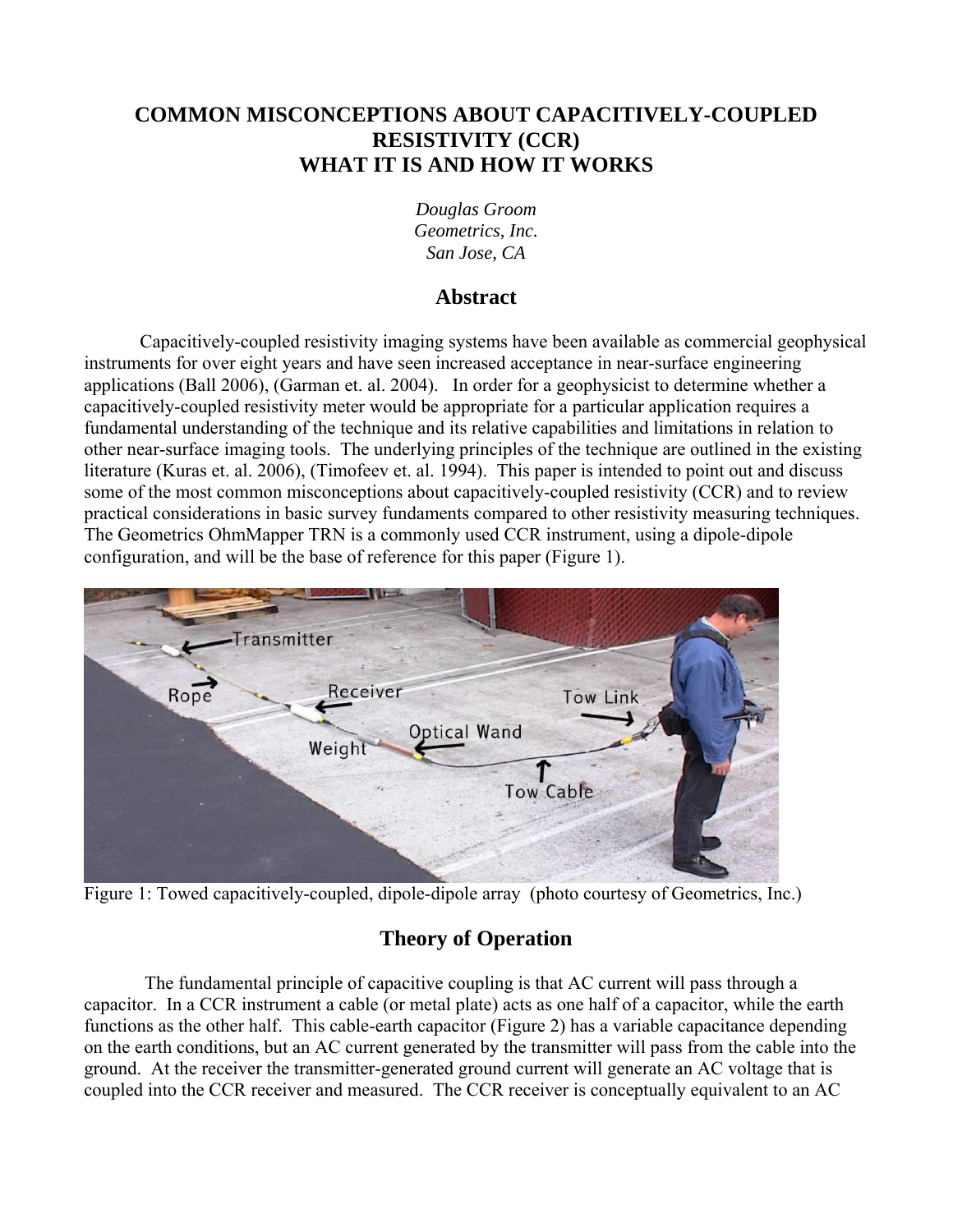# COMMON MISCONCEPTIONS ABOUT CAPACITIVELY-COUPLED RESISTIVITY (CCR) WHAT IT IS AND HOW IT WORKS

*Douglas Groom*
*Geometrics, Inc.*
*San Jose, CA*

## Abstract

Capacitively-coupled resistivity imaging systems have been available as commercial geophysical instruments for over eight years and have seen increased acceptance in near-surface engineering applications (Ball 2006), (Garman et. al. 2004). In order for a geophysicist to determine whether a capacitively-coupled resistivity meter would be appropriate for a particular application requires a fundamental understanding of the technique and its relative capabilities and limitations in relation to other near-surface imaging tools. The underlying principles of the technique are outlined in the existing literature (Kuras et. al. 2006), (Timofeev et. al. 1994). This paper is intended to point out and discuss some of the most common misconceptions about capacitively-coupled resistivity (CCR) and to review practical considerations in basic survey fundaments compared to other resistivity measuring techniques. The Geometrics OhmMapper TRN is a commonly used CCR instrument, using a dipole-dipole configuration, and will be the base of reference for this paper (Figure 1).

Figure 1: Towed capacitively-coupled, dipole-dipole array (photo courtesy of Geometrics, Inc.)

## Theory of Operation

The fundamental principle of capacitive coupling is that AC current will pass through a capacitor. In a CCR instrument a cable (or metal plate) acts as one half of a capacitor, while the earth functions as the other half. This cable-earth capacitor (Figure 2) has a variable capacitance depending on the earth conditions, but an AC current generated by the transmitter will pass from the cable into the ground. At the receiver the transmitter-generated ground current will generate an AC voltage that is coupled into the CCR receiver and measured. The CCR receiver is conceptually equivalent to an AC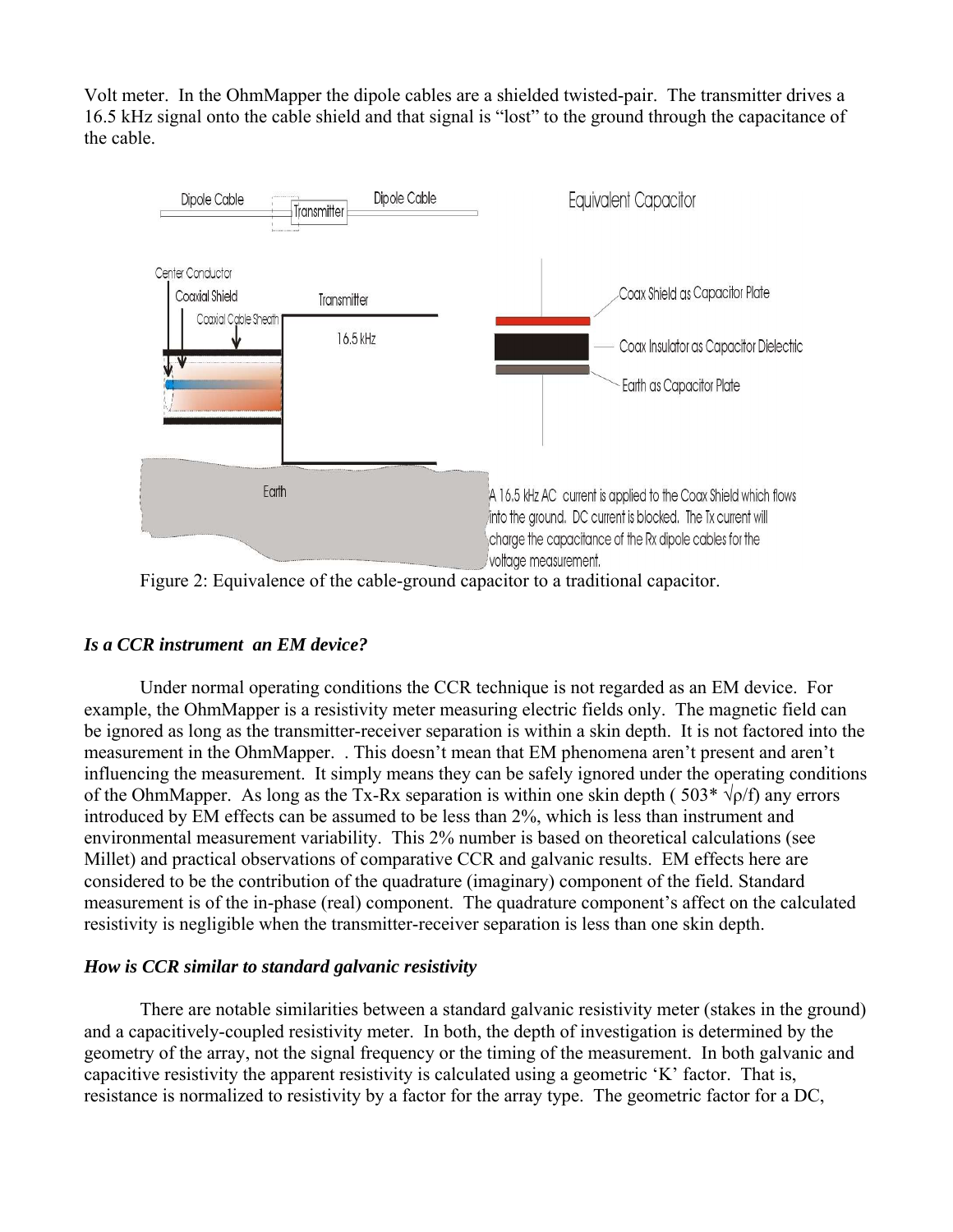Volt meter. In the OhmMapper the dipole cables are a shielded twisted-pair. The transmitter drives a 16.5 kHz signal onto the cable shield and that signal is "lost" to the ground through the capacitance of the cable.

Figure 2: Equivalence of the cable-ground capacitor to a traditional capacitor.

### *Is a CCR instrument an EM device?*

Under normal operating conditions the CCR technique is not regarded as an EM device. For example, the OhmMapper is a resistivity meter measuring electric fields only. The magnetic field can be ignored as long as the transmitter-receiver separation is within a skin depth. It is not factored into the measurement in the OhmMapper. . This doesn't mean that EM phenomena aren't present and aren't influencing the measurement. It simply means they can be safely ignored under the operating conditions of the OhmMapper. As long as the Tx-Rx separation is within one skin depth ( $503 * \sqrt{\rho/f}$) any errors introduced by EM effects can be assumed to be less than 2%, which is less than instrument and environmental measurement variability. This 2% number is based on theoretical calculations (see Millet) and practical observations of comparative CCR and galvanic results. EM effects here are considered to be the contribution of the quadrature (imaginary) component of the field. Standard measurement is of the in-phase (real) component. The quadrature component's affect on the calculated resistivity is negligible when the transmitter-receiver separation is less than one skin depth.

### *How is CCR similar to standard galvanic resistivity*

There are notable similarities between a standard galvanic resistivity meter (stakes in the ground) and a capacitively-coupled resistivity meter. In both, the depth of investigation is determined by the geometry of the array, not the signal frequency or the timing of the measurement. In both galvanic and capacitive resistivity the apparent resistivity is calculated using a geometric 'K' factor. That is, resistance is normalized to resistivity by a factor for the array type. The geometric factor for a DC,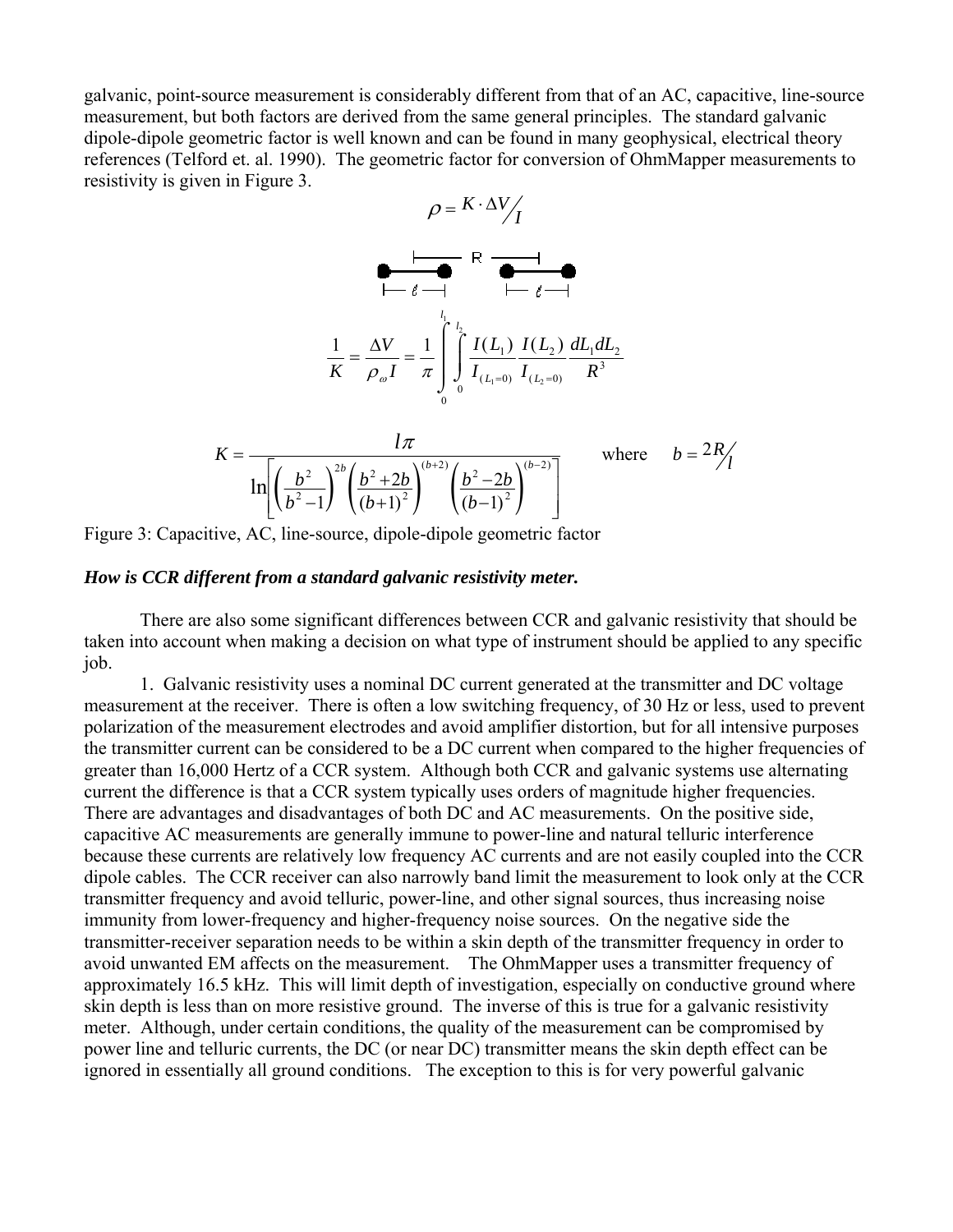galvanic, point-source measurement is considerably different from that of an AC, capacitive, line-source measurement, but both factors are derived from the same general principles. The standard galvanic dipole-dipole geometric factor is well known and can be found in many geophysical, electrical theory references (Telford et. al. 1990). The geometric factor for conversion of OhmMapper measurements to resistivity is given in Figure 3.

$$\rho = K \cdot \Delta V / I$$

$$\frac{1}{K} = \frac{\Delta V}{\rho_{\omega} I} = \frac{1}{\pi} \int_{0}^{l_1} \int_{0}^{l_2} \frac{I(L_1)}{I_{(L_1=0)}} \frac{I(L_2)}{I_{(L_2=0)}} \frac{dL_1 dL_2}{R^3}$$

$$K = \frac{l\pi}{\ln\left[\left(\frac{b^2}{b^2-1}\right)^{2b}\left(\frac{b^2+2b}{(b+1)^2}\right)^{(b+2)}\left(\frac{b^2-2b}{(b-1)^2}\right)^{(b-2)}\right]} \qquad \text{where} \quad b = 2R/l$$

Figure 3: Capacitive, AC, line-source, dipole-dipole geometric factor

***How is CCR different from a standard galvanic resistivity meter.***

There are also some significant differences between CCR and galvanic resistivity that should be taken into account when making a decision on what type of instrument should be applied to any specific job.

1. Galvanic resistivity uses a nominal DC current generated at the transmitter and DC voltage measurement at the receiver. There is often a low switching frequency, of 30 Hz or less, used to prevent polarization of the measurement electrodes and avoid amplifier distortion, but for all intensive purposes the transmitter current can be considered to be a DC current when compared to the higher frequencies of greater than 16,000 Hertz of a CCR system. Although both CCR and galvanic systems use alternating current the difference is that a CCR system typically uses orders of magnitude higher frequencies. There are advantages and disadvantages of both DC and AC measurements. On the positive side, capacitive AC measurements are generally immune to power-line and natural telluric interference because these currents are relatively low frequency AC currents and are not easily coupled into the CCR dipole cables. The CCR receiver can also narrowly band limit the measurement to look only at the CCR transmitter frequency and avoid telluric, power-line, and other signal sources, thus increasing noise immunity from lower-frequency and higher-frequency noise sources. On the negative side the transmitter-receiver separation needs to be within a skin depth of the transmitter frequency in order to avoid unwanted EM affects on the measurement. The OhmMapper uses a transmitter frequency of approximately 16.5 kHz. This will limit depth of investigation, especially on conductive ground where skin depth is less than on more resistive ground. The inverse of this is true for a galvanic resistivity meter. Although, under certain conditions, the quality of the measurement can be compromised by power line and telluric currents, the DC (or near DC) transmitter means the skin depth effect can be ignored in essentially all ground conditions. The exception to this is for very powerful galvanic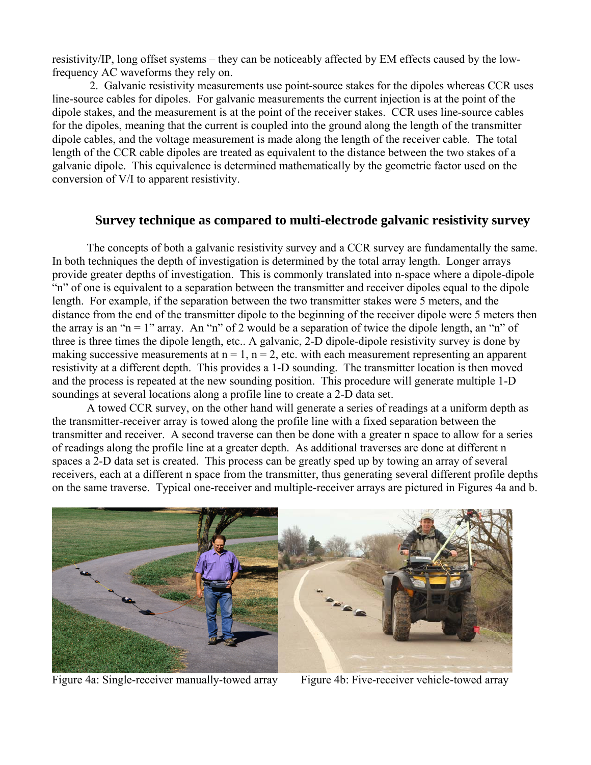resistivity/IP, long offset systems – they can be noticeably affected by EM effects caused by the low-frequency AC waveforms they rely on.

2. Galvanic resistivity measurements use point-source stakes for the dipoles whereas CCR uses line-source cables for dipoles. For galvanic measurements the current injection is at the point of the dipole stakes, and the measurement is at the point of the receiver stakes. CCR uses line-source cables for the dipoles, meaning that the current is coupled into the ground along the length of the transmitter dipole cables, and the voltage measurement is made along the length of the receiver cable. The total length of the CCR cable dipoles are treated as equivalent to the distance between the two stakes of a galvanic dipole. This equivalence is determined mathematically by the geometric factor used on the conversion of V/I to apparent resistivity.

## Survey technique as compared to multi-electrode galvanic resistivity survey

The concepts of both a galvanic resistivity survey and a CCR survey are fundamentally the same. In both techniques the depth of investigation is determined by the total array length. Longer arrays provide greater depths of investigation. This is commonly translated into n-space where a dipole-dipole "n" of one is equivalent to a separation between the transmitter and receiver dipoles equal to the dipole length. For example, if the separation between the two transmitter stakes were 5 meters, and the distance from the end of the transmitter dipole to the beginning of the receiver dipole were 5 meters then the array is an "n = 1" array. An "n" of 2 would be a separation of twice the dipole length, an "n" of three is three times the dipole length, etc.. A galvanic, 2-D dipole-dipole resistivity survey is done by making successive measurements at n = 1, n = 2, etc. with each measurement representing an apparent resistivity at a different depth. This provides a 1-D sounding. The transmitter location is then moved and the process is repeated at the new sounding position. This procedure will generate multiple 1-D soundings at several locations along a profile line to create a 2-D data set.

A towed CCR survey, on the other hand will generate a series of readings at a uniform depth as the transmitter-receiver array is towed along the profile line with a fixed separation between the transmitter and receiver. A second traverse can then be done with a greater n space to allow for a series of readings along the profile line at a greater depth. As additional traverses are done at different n spaces a 2-D data set is created. This process can be greatly sped up by towing an array of several receivers, each at a different n space from the transmitter, thus generating several different profile depths on the same traverse. Typical one-receiver and multiple-receiver arrays are pictured in Figures 4a and b.

Figure 4a: Single-receiver manually-towed array

Figure 4b: Five-receiver vehicle-towed array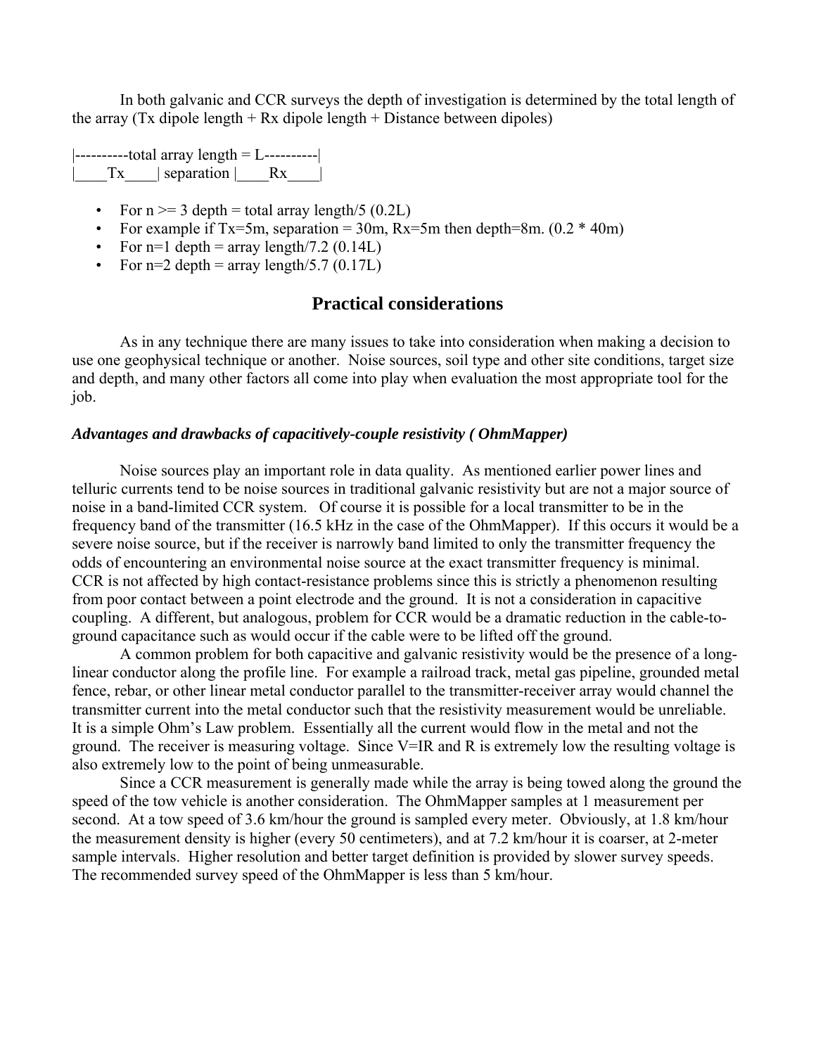In both galvanic and CCR surveys the depth of investigation is determined by the total length of the array (Tx dipole length + Rx dipole length + Distance between dipoles)

```
|----------total array length = L----------|
|____Tx____| separation |____Rx____|
```

- For n >= 3 depth = total array length/5 (0.2L)
- For example if Tx=5m, separation = 30m, Rx=5m then depth=8m. (0.2 * 40m)
- For n=1 depth = array length/7.2 (0.14L)
- For n=2 depth = array length/5.7 (0.17L)

## Practical considerations

As in any technique there are many issues to take into consideration when making a decision to use one geophysical technique or another. Noise sources, soil type and other site conditions, target size and depth, and many other factors all come into play when evaluation the most appropriate tool for the job.

***Advantages and drawbacks of capacitively-couple resistivity ( OhmMapper)***

Noise sources play an important role in data quality. As mentioned earlier power lines and telluric currents tend to be noise sources in traditional galvanic resistivity but are not a major source of noise in a band-limited CCR system. Of course it is possible for a local transmitter to be in the frequency band of the transmitter (16.5 kHz in the case of the OhmMapper). If this occurs it would be a severe noise source, but if the receiver is narrowly band limited to only the transmitter frequency the odds of encountering an environmental noise source at the exact transmitter frequency is minimal. CCR is not affected by high contact-resistance problems since this is strictly a phenomenon resulting from poor contact between a point electrode and the ground. It is not a consideration in capacitive coupling. A different, but analogous, problem for CCR would be a dramatic reduction in the cable-to-ground capacitance such as would occur if the cable were to be lifted off the ground.

A common problem for both capacitive and galvanic resistivity would be the presence of a long-linear conductor along the profile line. For example a railroad track, metal gas pipeline, grounded metal fence, rebar, or other linear metal conductor parallel to the transmitter-receiver array would channel the transmitter current into the metal conductor such that the resistivity measurement would be unreliable. It is a simple Ohm's Law problem. Essentially all the current would flow in the metal and not the ground. The receiver is measuring voltage. Since $V=IR$ and R is extremely low the resulting voltage is also extremely low to the point of being unmeasurable.

Since a CCR measurement is generally made while the array is being towed along the ground the speed of the tow vehicle is another consideration. The OhmMapper samples at 1 measurement per second. At a tow speed of 3.6 km/hour the ground is sampled every meter. Obviously, at 1.8 km/hour the measurement density is higher (every 50 centimeters), and at 7.2 km/hour it is coarser, at 2-meter sample intervals. Higher resolution and better target definition is provided by slower survey speeds. The recommended survey speed of the OhmMapper is less than 5 km/hour.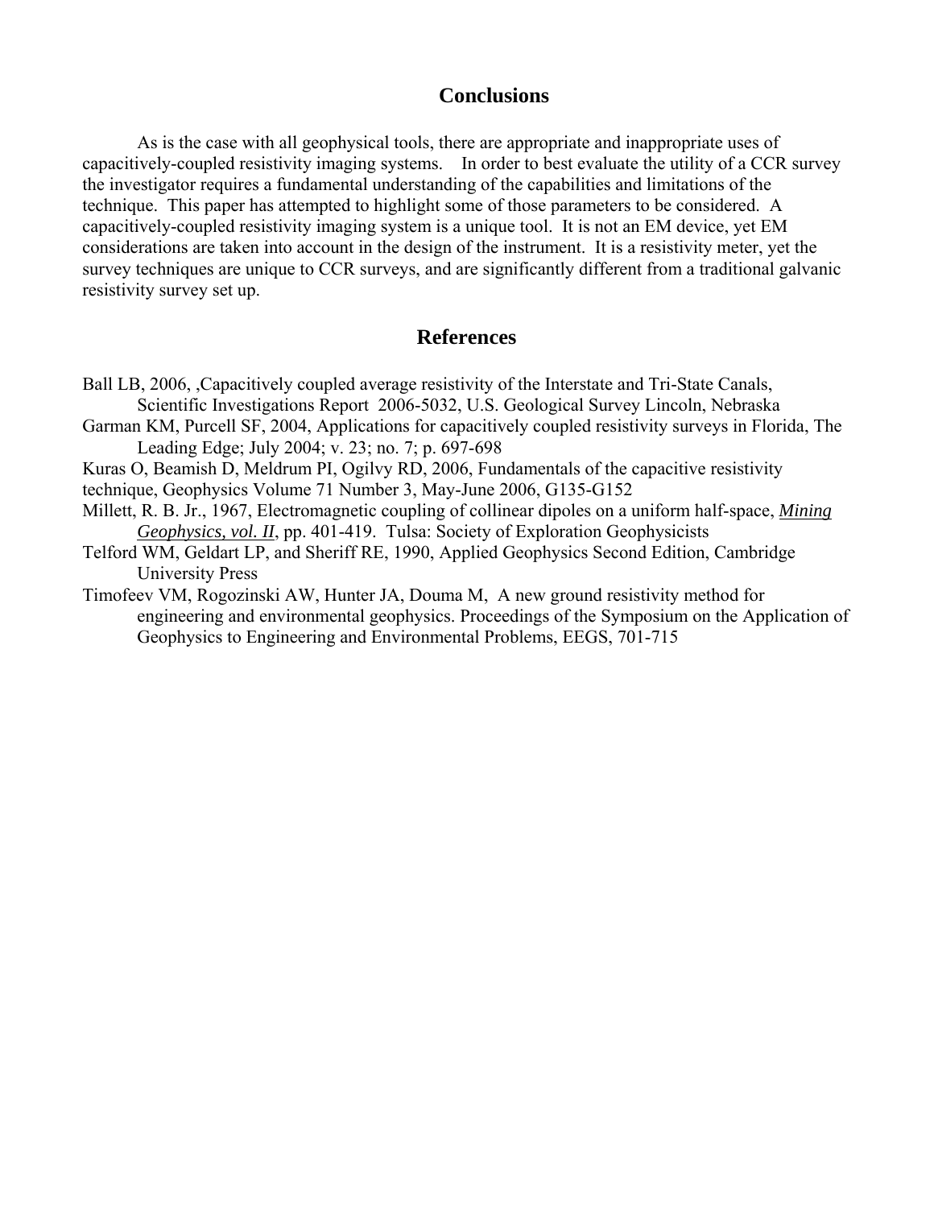## Conclusions

As is the case with all geophysical tools, there are appropriate and inappropriate uses of capacitively-coupled resistivity imaging systems. In order to best evaluate the utility of a CCR survey the investigator requires a fundamental understanding of the capabilities and limitations of the technique. This paper has attempted to highlight some of those parameters to be considered. A capacitively-coupled resistivity imaging system is a unique tool. It is not an EM device, yet EM considerations are taken into account in the design of the instrument. It is a resistivity meter, yet the survey techniques are unique to CCR surveys, and are significantly different from a traditional galvanic resistivity survey set up.

## References

Ball LB, 2006, ,Capacitively coupled average resistivity of the Interstate and Tri-State Canals, Scientific Investigations Report 2006-5032, U.S. Geological Survey Lincoln, Nebraska

Garman KM, Purcell SF, 2004, Applications for capacitively coupled resistivity surveys in Florida, The Leading Edge; July 2004; v. 23; no. 7; p. 697-698

Kuras O, Beamish D, Meldrum PI, Ogilvy RD, 2006, Fundamentals of the capacitive resistivity technique, Geophysics Volume 71 Number 3, May-June 2006, G135-G152

Millett, R. B. Jr., 1967, Electromagnetic coupling of collinear dipoles on a uniform half-space, ***Mining Geophysics, vol. II***, pp. 401-419. Tulsa: Society of Exploration Geophysicists

Telford WM, Geldart LP, and Sheriff RE, 1990, Applied Geophysics Second Edition, Cambridge University Press

Timofeev VM, Rogozinski AW, Hunter JA, Douma M, A new ground resistivity method for engineering and environmental geophysics. Proceedings of the Symposium on the Application of Geophysics to Engineering and Environmental Problems, EEGS, 701-715